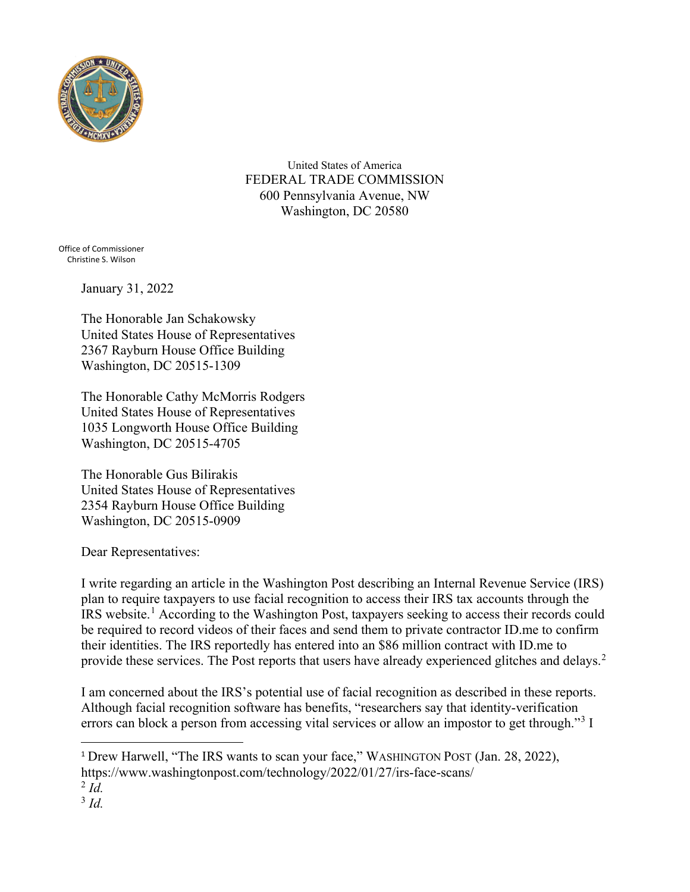United States of America
FEDERAL TRADE COMMISSION
600 Pennsylvania Avenue, NW
Washington, DC 20580

Office of Commissioner
Christine S. Wilson

January 31, 2022

The Honorable Jan Schakowsky
United States House of Representatives
2367 Rayburn House Office Building
Washington, DC 20515-1309

The Honorable Cathy McMorris Rodgers
United States House of Representatives
1035 Longworth House Office Building
Washington, DC 20515-4705

The Honorable Gus Bilirakis
United States House of Representatives
2354 Rayburn House Office Building
Washington, DC 20515-0909

Dear Representatives:

I write regarding an article in the Washington Post describing an Internal Revenue Service (IRS) plan to require taxpayers to use facial recognition to access their IRS tax accounts through the IRS website.[1] According to the Washington Post, taxpayers seeking to access their records could be required to record videos of their faces and send them to private contractor ID.me to confirm their identities. The IRS reportedly has entered into an $86 million contract with ID.me to provide these services. The Post reports that users have already experienced glitches and delays.[2]

I am concerned about the IRS's potential use of facial recognition as described in these reports. Although facial recognition software has benefits, "researchers say that identity-verification errors can block a person from accessing vital services or allow an impostor to get through."[3] I

---

[1] Drew Harwell, "The IRS wants to scan your face," WASHINGTON POST (Jan. 28, 2022), https://www.washingtonpost.com/technology/2022/01/27/irs-face-scans/

[2] *Id.*

[3] *Id.*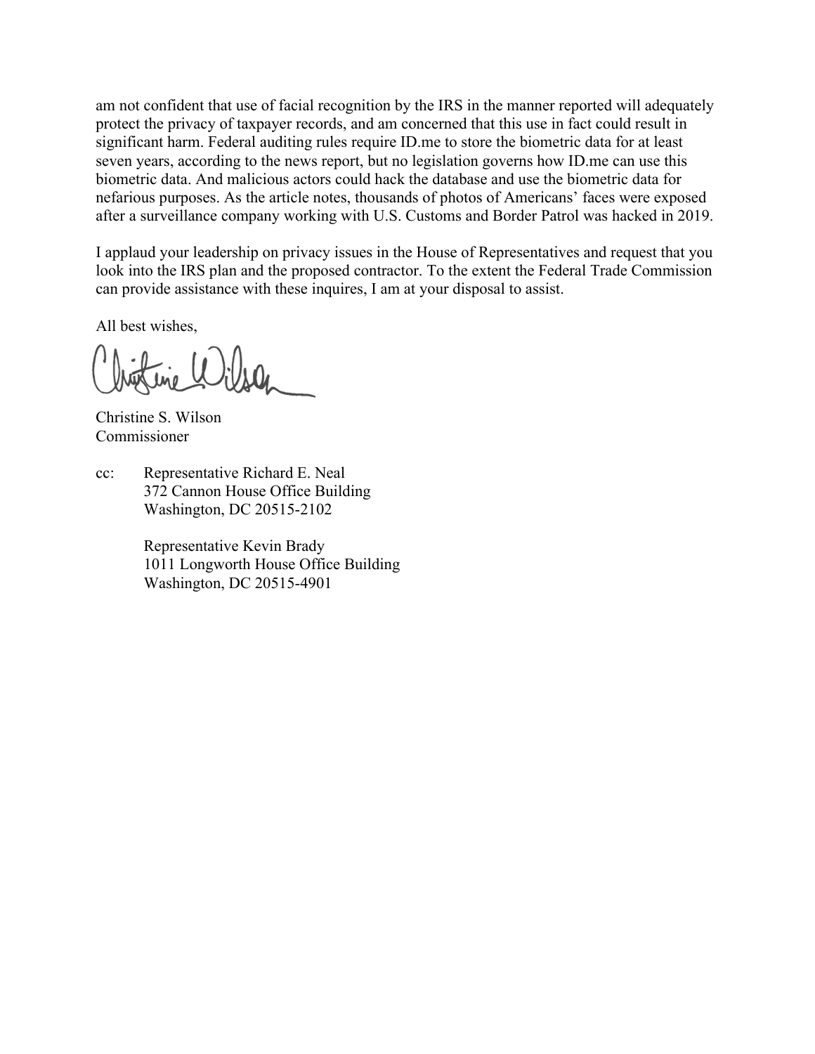am not confident that use of facial recognition by the IRS in the manner reported will adequately protect the privacy of taxpayer records, and am concerned that this use in fact could result in significant harm. Federal auditing rules require ID.me to store the biometric data for at least seven years, according to the news report, but no legislation governs how ID.me can use this biometric data. And malicious actors could hack the database and use the biometric data for nefarious purposes. As the article notes, thousands of photos of Americans' faces were exposed after a surveillance company working with U.S. Customs and Border Patrol was hacked in 2019.

I applaud your leadership on privacy issues in the House of Representatives and request that you look into the IRS plan and the proposed contractor. To the extent the Federal Trade Commission can provide assistance with these inquires, I am at your disposal to assist.

All best wishes,

Christine S. Wilson
Commissioner

cc: Representative Richard E. Neal
372 Cannon House Office Building
Washington, DC 20515-2102

Representative Kevin Brady
1011 Longworth House Office Building
Washington, DC 20515-4901